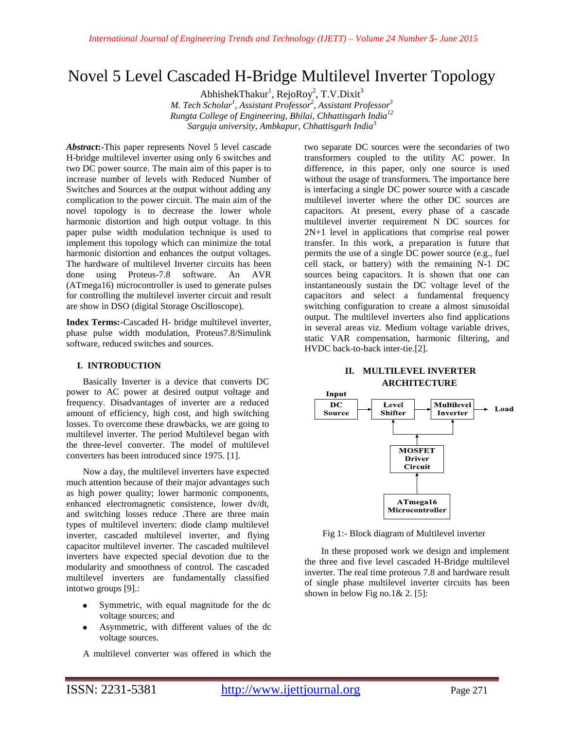# Novel 5 Level Cascaded H-Bridge Multilevel Inverter Topology

AbhishekThakur[1], RejoRoy[2], T.V.Dixit[3]

*M. Tech Scholar[1], Assistant Professor[2], Assistant Professor[3]*

*Rungta College of Engineering, Bhilai, Chhattisgarh India[12]*

*Sarguja university, Ambkapur, Chhattisgarh India[3]*

***Abstract*:-**This paper represents Novel 5 level cascade H-bridge multilevel inverter using only 6 switches and two DC power source. The main aim of this paper is to increase number of levels with Reduced Number of Switches and Sources at the output without adding any complication to the power circuit. The main aim of the novel topology is to decrease the lower whole harmonic distortion and high output voltage. In this paper pulse width modulation technique is used to implement this topology which can minimize the total harmonic distortion and enhances the output voltages. The hardware of multilevel Inverter circuits has been done using Proteus-7.8 software. An AVR (ATmega16) microcontroller is used to generate pulses for controlling the multilevel inverter circuit and result are show in DSO (digital Storage Oscilloscope).

**Index Terms:**-Cascaded H- bridge multilevel inverter, phase pulse width modulation, Proteus7.8/Simulink software, reduced switches and sources.

## I. INTRODUCTION

Basically Inverter is a device that converts DC power to AC power at desired output voltage and frequency. Disadvantages of inverter are a reduced amount of efficiency, high cost, and high switching losses. To overcome these drawbacks, we are going to multilevel inverter. The period Multilevel began with the three-level converter. The model of multilevel converters has been introduced since 1975. [1].

Now a day, the multilevel inverters have expected much attention because of their major advantages such as high power quality; lower harmonic components, enhanced electromagnetic consistence, lower dv/dt, and switching losses reduce .There are three main types of multilevel inverters: diode clamp multilevel inverter, cascaded multilevel inverter, and flying capacitor multilevel inverter. The cascaded multilevel inverters have expected special devotion due to the modularity and smoothness of control. The cascaded multilevel inverters are fundamentally classified intotwo groups [9].:

- Symmetric, with equal magnitude for the dc voltage sources; and
- Asymmetric, with different values of the dc voltage sources.

A multilevel converter was offered in which the two separate DC sources were the secondaries of two transformers coupled to the utility AC power. In difference, in this paper, only one source is used without the usage of transformers. The importance here is interfacing a single DC power source with a cascade multilevel inverter where the other DC sources are capacitors. At present, every phase of a cascade multilevel inverter requirement N DC sources for 2N+1 level in applications that comprise real power transfer. In this work, a preparation is future that permits the use of a single DC power source (e.g., fuel cell stack, or battery) with the remaining N-1 DC sources being capacitors. It is shown that one can instantaneously sustain the DC voltage level of the capacitors and select a fundamental frequency switching configuration to create a almost sinusoidal output. The multilevel inverters also find applications in several areas viz. Medium voltage variable drives, static VAR compensation, harmonic filtering, and HVDC back-to-back inter-tie.[2].

## II. MULTILEVEL INVERTER ARCHITECTURE

Input

DC Source

Level Shifter

Multilevel Inverter

Load

MOSFET Driver Circuit

ATmega16 Microcontroller

Fig 1:- Block diagram of Multilevel inverter

In these proposed work we design and implement the three and five level cascaded H-Bridge multilevel inverter. The real time proteous 7.8 and hardware result of single phase multilevel inverter circuits has been shown in below Fig no.1& 2. [5]: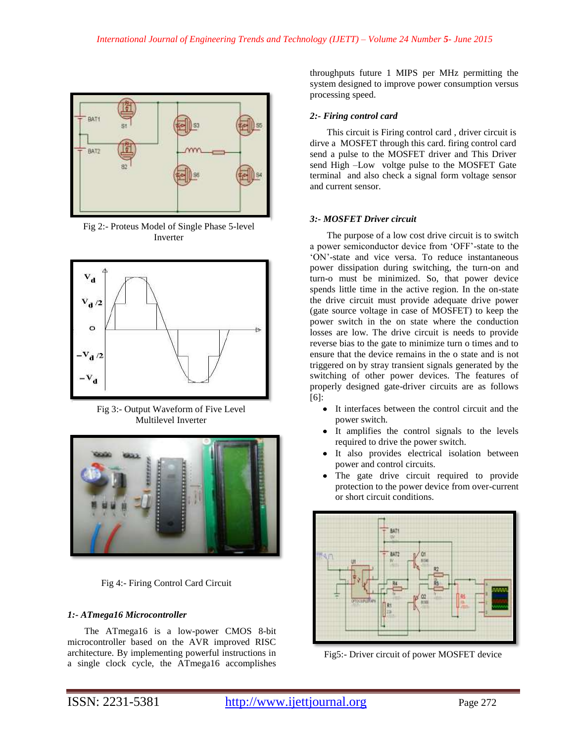Fig 2:- Proteus Model of Single Phase 5-level Inverter

Fig 3:- Output Waveform of Five Level Multilevel Inverter

Fig 4:- Firing Control Card Circuit

*1:- ATmega16 Microcontroller*

The ATmega16 is a low-power CMOS 8-bit microcontroller based on the AVR improved RISC architecture. By implementing powerful instructions in a single clock cycle, the ATmega16 accomplishes throughputs future 1 MIPS per MHz permitting the system designed to improve power consumption versus processing speed.

*2:- Firing control card*

This circuit is Firing control card , driver circuit is dirve a MOSFET through this card. firing control card send a pulse to the MOSFET driver and This Driver send High –Low voltge pulse to the MOSFET Gate terminal and also check a signal form voltage sensor and current sensor.

*3:- MOSFET Driver circuit*

The purpose of a low cost drive circuit is to switch a power semiconductor device from 'OFF'-state to the 'ON'-state and vice versa. To reduce instantaneous power dissipation during switching, the turn-on and turn-o must be minimized. So, that power device spends little time in the active region. In the on-state the drive circuit must provide adequate drive power (gate source voltage in case of MOSFET) to keep the power switch in the on state where the conduction losses are low. The drive circuit is needs to provide reverse bias to the gate to minimize turn o times and to ensure that the device remains in the o state and is not triggered on by stray transient signals generated by the switching of other power devices. The features of properly designed gate-driver circuits are as follows [6]:

- It interfaces between the control circuit and the power switch.
- It amplifies the control signals to the levels required to drive the power switch.
- It also provides electrical isolation between power and control circuits.
- The gate drive circuit required to provide protection to the power device from over-current or short circuit conditions.

Fig5:- Driver circuit of power MOSFET device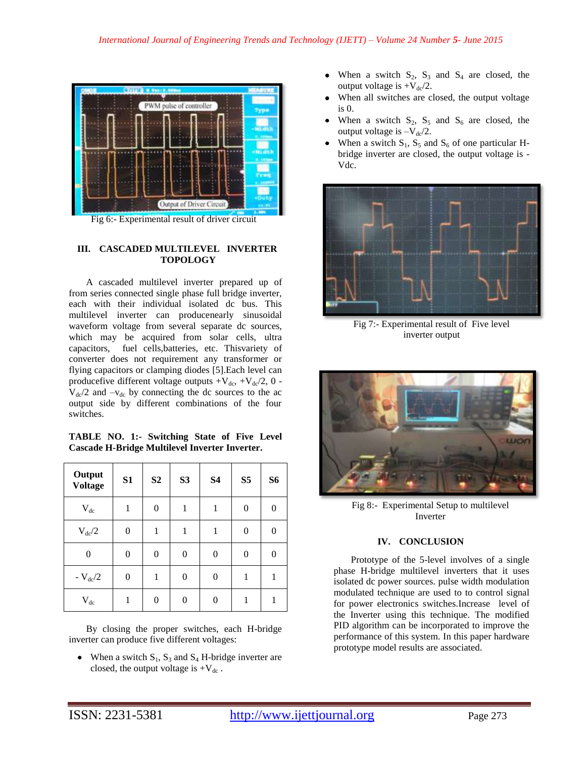Fig 6:- Experimental result of driver circuit

## III. CASCADED MULTILEVEL INVERTER TOPOLOGY

A cascaded multilevel inverter prepared up of from series connected single phase full bridge inverter, each with their individual isolated dc bus. This multilevel inverter can producenearly sinusoidal waveform voltage from several separate dc sources, which may be acquired from solar cells, ultra capacitors, fuel cells,batteries, etc. Thisvariety of converter does not requirement any transformer or flying capacitors or clamping diodes [5].Each level can producefive different voltage outputs $+V_{dc}$, $+V_{dc}/2$, 0 $-V_{dc}/2$ and $-v_{dc}$ by connecting the dc sources to the ac output side by different combinations of the four switches.

**TABLE NO. 1:- Switching State of Five Level Cascade H-Bridge Multilevel Inverter Inverter.**

| Output Voltage | S1 | S2 | S3 | S4 | S5 | S6 |
|---|---|---|---|---|---|---|
| $V_{dc}$ | 1 | 0 | 1 | 1 | 0 | 0 |
| $V_{dc}/2$ | 0 | 1 | 1 | 1 | 0 | 0 |
| 0 | 0 | 0 | 0 | 0 | 0 | 0 |
| $-V_{dc}/2$ | 0 | 1 | 0 | 0 | 1 | 1 |
| $V_{dc}$ | 1 | 0 | 0 | 0 | 1 | 1 |

By closing the proper switches, each H-bridge inverter can produce five different voltages:

- When a switch $S_1$, $S_3$ and $S_4$ H-bridge inverter are closed, the output voltage is $+V_{dc}$ .
- When a switch $S_2$, $S_3$ and $S_4$ are closed, the output voltage is $+V_{dc}/2$.
- When all switches are closed, the output voltage is 0.
- When a switch $S_2$, $S_5$ and $S_6$ are closed, the output voltage is $-V_{dc}/2$.
- When a switch $S_1$, $S_5$ and $S_6$ of one particular H-bridge inverter are closed, the output voltage is -Vdc.

Fig 7:- Experimental result of Five level inverter output

Fig 8:- Experimental Setup to multilevel Inverter

## IV. CONCLUSION

Prototype of the 5-level involves of a single phase H-bridge multilevel inverters that it uses isolated dc power sources. pulse width modulation modulated technique are used to to control signal for power electronics switches.Increase level of the Inverter using this technique. The modified PID algorithm can be incorporated to improve the performance of this system. In this paper hardware prototype model results are associated.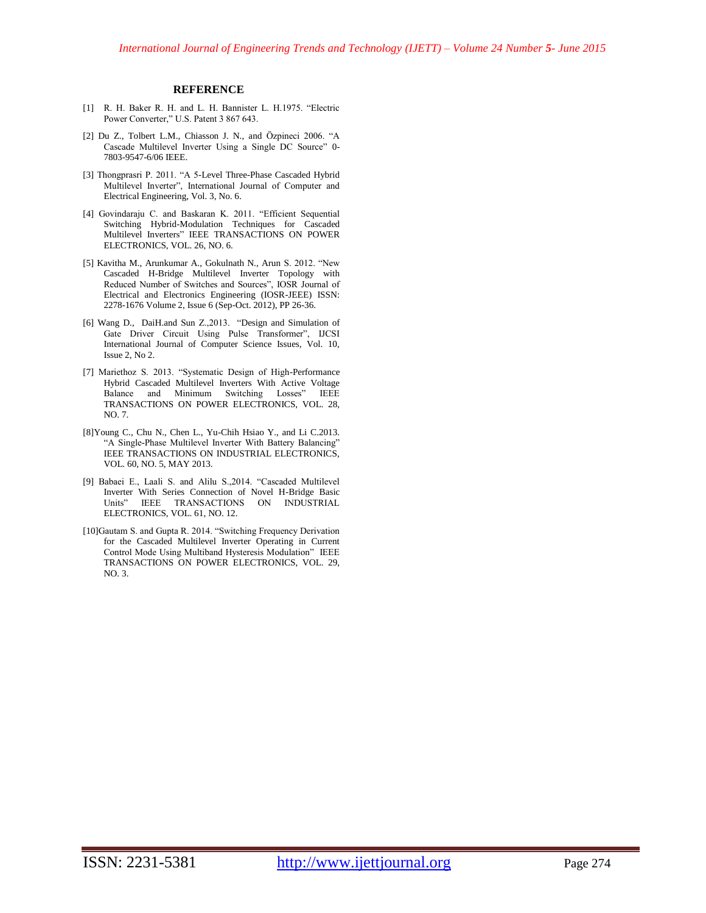## REFERENCE

[1] R. H. Baker R. H. and L. H. Bannister L. H.1975. "Electric Power Converter," U.S. Patent 3 867 643.

[2] Du Z., Tolbert L.M., Chiasson J. N., and Özpineci 2006. "A Cascade Multilevel Inverter Using a Single DC Source" 0-7803-9547-6/06 IEEE.

[3] Thongprasri P. 2011. "A 5-Level Three-Phase Cascaded Hybrid Multilevel Inverter", International Journal of Computer and Electrical Engineering, Vol. 3, No. 6.

[4] Govindaraju C. and Baskaran K. 2011. "Efficient Sequential Switching Hybrid-Modulation Techniques for Cascaded Multilevel Inverters" IEEE TRANSACTIONS ON POWER ELECTRONICS, VOL. 26, NO. 6.

[5] Kavitha M., Arunkumar A., Gokulnath N., Arun S. 2012. "New Cascaded H-Bridge Multilevel Inverter Topology with Reduced Number of Switches and Sources", IOSR Journal of Electrical and Electronics Engineering (IOSR-JEEE) ISSN: 2278-1676 Volume 2, Issue 6 (Sep-Oct. 2012), PP 26-36.

[6] Wang D., DaiH.and Sun Z.,2013. "Design and Simulation of Gate Driver Circuit Using Pulse Transformer", IJCSI International Journal of Computer Science Issues, Vol. 10, Issue 2, No 2.

[7] Mariethoz S. 2013. "Systematic Design of High-Performance Hybrid Cascaded Multilevel Inverters With Active Voltage Balance and Minimum Switching Losses" IEEE TRANSACTIONS ON POWER ELECTRONICS, VOL. 28, NO. 7.

[8]Young C., Chu N., Chen L., Yu-Chih Hsiao Y., and Li C.2013. "A Single-Phase Multilevel Inverter With Battery Balancing" IEEE TRANSACTIONS ON INDUSTRIAL ELECTRONICS, VOL. 60, NO. 5, MAY 2013.

[9] Babaei E., Laali S. and Alilu S.,2014. "Cascaded Multilevel Inverter With Series Connection of Novel H-Bridge Basic Units" IEEE TRANSACTIONS ON INDUSTRIAL ELECTRONICS, VOL. 61, NO. 12.

[10]Gautam S. and Gupta R. 2014. "Switching Frequency Derivation for the Cascaded Multilevel Inverter Operating in Current Control Mode Using Multiband Hysteresis Modulation" IEEE TRANSACTIONS ON POWER ELECTRONICS, VOL. 29, NO. 3.